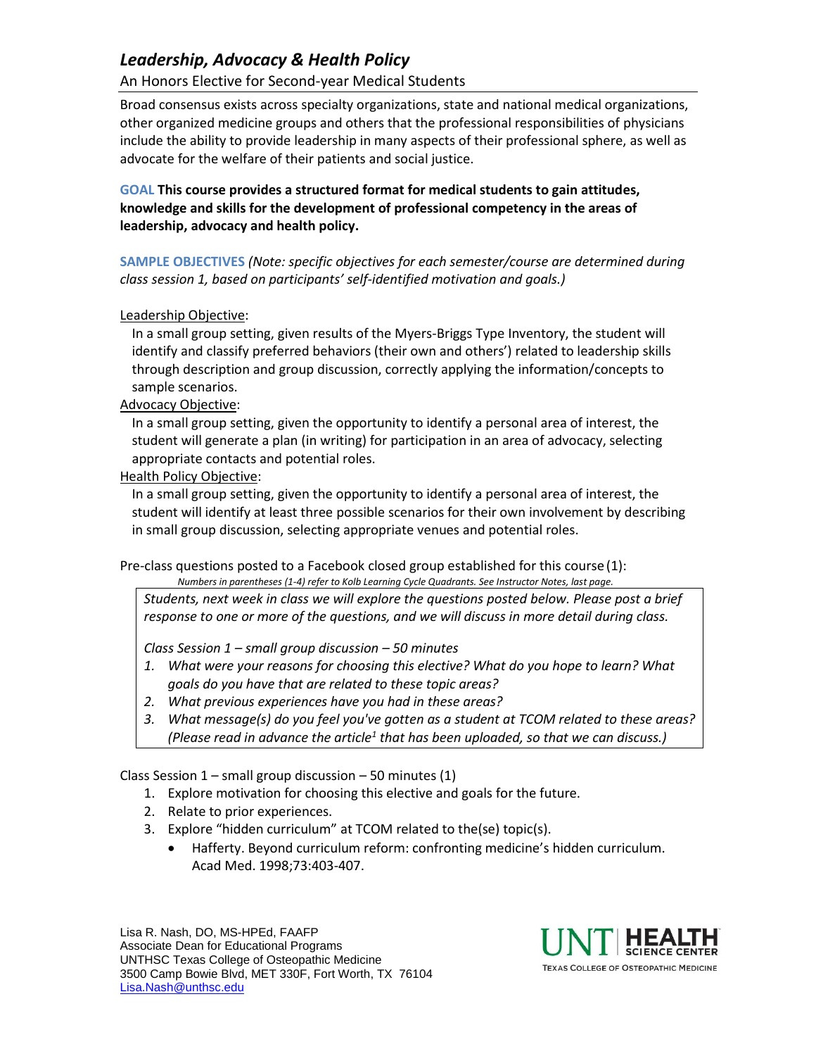# *Leadership, Advocacy & Health Policy*

An Honors Elective for Second-year Medical Students

Broad consensus exists across specialty organizations, state and national medical organizations, other organized medicine groups and others that the professional responsibilities of physicians include the ability to provide leadership in many aspects of their professional sphere, as well as advocate for the welfare of their patients and social justice.

**GOAL This course provides a structured format for medical students to gain attitudes, knowledge and skills for the development of professional competency in the areas of leadership, advocacy and health policy.**

**SAMPLE OBJECTIVES** *(Note: specific objectives for each semester/course are determined during class session 1, based on participants' self-identified motivation and goals.)*

<u>Leadership Objective</u>:

In a small group setting, given results of the Myers-Briggs Type Inventory, the student will identify and classify preferred behaviors (their own and others') related to leadership skills through description and group discussion, correctly applying the information/concepts to sample scenarios.

<u>Advocacy Objective</u>:

In a small group setting, given the opportunity to identify a personal area of interest, the student will generate a plan (in writing) for participation in an area of advocacy, selecting appropriate contacts and potential roles.

<u>Health Policy Objective</u>:

In a small group setting, given the opportunity to identify a personal area of interest, the student will identify at least three possible scenarios for their own involvement by describing in small group discussion, selecting appropriate venues and potential roles.

Pre-class questions posted to a Facebook closed group established for this course (1):

*Numbers in parentheses (1-4) refer to Kolb Learning Cycle Quadrants. See Instructor Notes, last page.*

> *Students, next week in class we will explore the questions posted below. Please post a brief response to one or more of the questions, and we will discuss in more detail during class.*
>
> *Class Session 1 – small group discussion – 50 minutes*
>
> 1. *What were your reasons for choosing this elective? What do you hope to learn? What goals do you have that are related to these topic areas?*
> 2. *What previous experiences have you had in these areas?*
> 3. *What message(s) do you feel you've gotten as a student at TCOM related to these areas? (Please read in advance the article[1] that has been uploaded, so that we can discuss.)*

Class Session 1 – small group discussion – 50 minutes (1)

1. Explore motivation for choosing this elective and goals for the future.
2. Relate to prior experiences.
3. Explore "hidden curriculum" at TCOM related to the(se) topic(s).
   - Hafferty. Beyond curriculum reform: confronting medicine's hidden curriculum. Acad Med. 1998;73:403-407.

Lisa R. Nash, DO, MS-HPEd, FAAFP
Associate Dean for Educational Programs
UNTHSC Texas College of Osteopathic Medicine
3500 Camp Bowie Blvd, MET 330F, Fort Worth, TX 76104
Lisa.Nash@unthsc.edu

UNT | HEALTH SCIENCE CENTER
TEXAS COLLEGE OF OSTEOPATHIC MEDICINE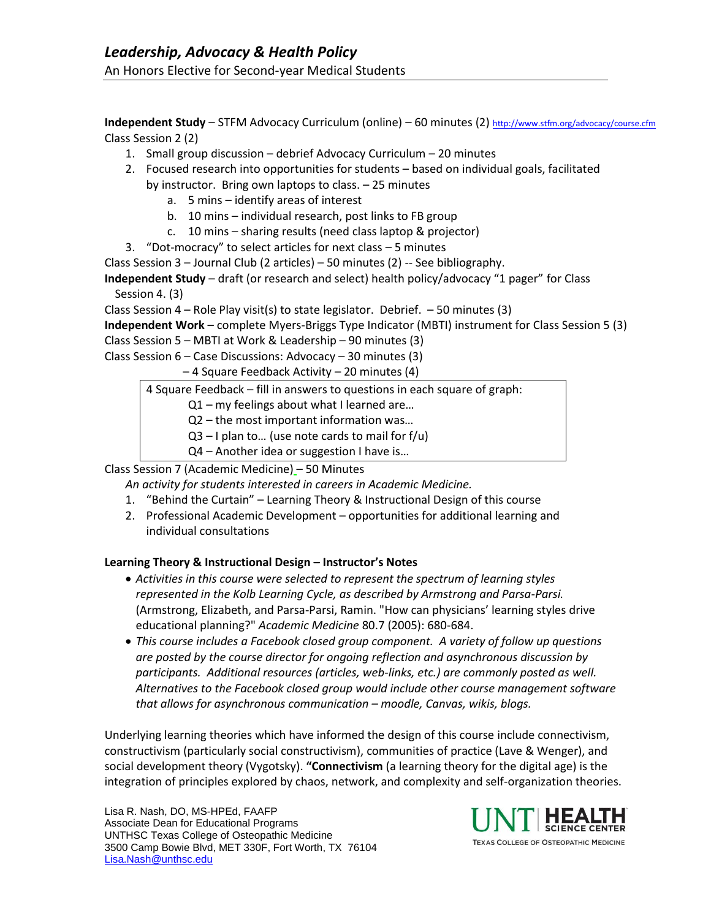**Independent Study** – STFM Advocacy Curriculum (online) – 60 minutes (2) http://www.stfm.org/advocacy/course.cfm

Class Session 2 (2)

1. Small group discussion – debrief Advocacy Curriculum – 20 minutes
2. Focused research into opportunities for students – based on individual goals, facilitated by instructor. Bring own laptops to class. – 25 minutes
   a. 5 mins – identify areas of interest
   b. 10 mins – individual research, post links to FB group
   c. 10 mins – sharing results (need class laptop & projector)
3. "Dot-mocracy" to select articles for next class – 5 minutes

Class Session 3 – Journal Club (2 articles) – 50 minutes (2) -- See bibliography.

**Independent Study** – draft (or research and select) health policy/advocacy "1 pager" for Class Session 4. (3)

Class Session 4 – Role Play visit(s) to state legislator. Debrief. – 50 minutes (3)

**Independent Work** – complete Myers-Briggs Type Indicator (MBTI) instrument for Class Session 5 (3)

Class Session 5 – MBTI at Work & Leadership – 90 minutes (3)

Class Session 6 – Case Discussions: Advocacy – 30 minutes (3)

– 4 Square Feedback Activity – 20 minutes (4)

> 4 Square Feedback – fill in answers to questions in each square of graph:
>
> Q1 – my feelings about what I learned are…
>
> Q2 – the most important information was…
>
> Q3 – I plan to… (use note cards to mail for f/u)
>
> Q4 – Another idea or suggestion I have is…

Class Session 7 (Academic Medicine) – 50 Minutes

*An activity for students interested in careers in Academic Medicine.*

1. "Behind the Curtain" – Learning Theory & Instructional Design of this course
2. Professional Academic Development – opportunities for additional learning and individual consultations

**Learning Theory & Instructional Design – Instructor's Notes**

- *Activities in this course were selected to represent the spectrum of learning styles represented in the Kolb Learning Cycle, as described by Armstrong and Parsa-Parsi.* (Armstrong, Elizabeth, and Parsa-Parsi, Ramin. "How can physicians' learning styles drive educational planning?" *Academic Medicine* 80.7 (2005): 680-684.
- *This course includes a Facebook closed group component. A variety of follow up questions are posted by the course director for ongoing reflection and asynchronous discussion by participants. Additional resources (articles, web-links, etc.) are commonly posted as well. Alternatives to the Facebook closed group would include other course management software that allows for asynchronous communication – moodle, Canvas, wikis, blogs.*

Underlying learning theories which have informed the design of this course include connectivism, constructivism (particularly social constructivism), communities of practice (Lave & Wenger), and social development theory (Vygotsky). **"Connectivism** (a learning theory for the digital age) is the integration of principles explored by chaos, network, and complexity and self-organization theories.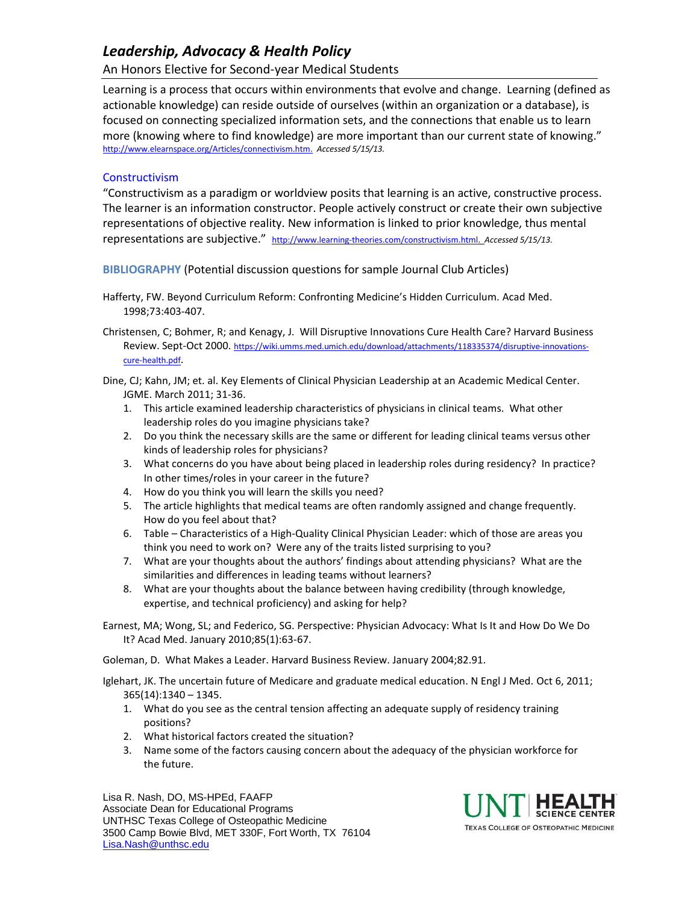Learning is a process that occurs within environments that evolve and change. Learning (defined as actionable knowledge) can reside outside of ourselves (within an organization or a database), is focused on connecting specialized information sets, and the connections that enable us to learn more (knowing where to find knowledge) are more important than our current state of knowing." http://www.elearnspace.org/Articles/connectivism.htm. *Accessed 5/15/13.*

### Constructivism

"Constructivism as a paradigm or worldview posits that learning is an active, constructive process. The learner is an information constructor. People actively construct or create their own subjective representations of objective reality. New information is linked to prior knowledge, thus mental representations are subjective." http://www.learning-theories.com/constructivism.html. *Accessed 5/15/13.*

## BIBLIOGRAPHY (Potential discussion questions for sample Journal Club Articles)

Hafferty, FW. Beyond Curriculum Reform: Confronting Medicine's Hidden Curriculum. Acad Med. 1998;73:403-407.

Christensen, C; Bohmer, R; and Kenagy, J. Will Disruptive Innovations Cure Health Care? Harvard Business Review. Sept-Oct 2000. https://wiki.umms.med.umich.edu/download/attachments/118335374/disruptive-innovations-cure-health.pdf.

Dine, CJ; Kahn, JM; et. al. Key Elements of Clinical Physician Leadership at an Academic Medical Center. JGME. March 2011; 31-36.

1. This article examined leadership characteristics of physicians in clinical teams. What other leadership roles do you imagine physicians take?
2. Do you think the necessary skills are the same or different for leading clinical teams versus other kinds of leadership roles for physicians?
3. What concerns do you have about being placed in leadership roles during residency? In practice? In other times/roles in your career in the future?
4. How do you think you will learn the skills you need?
5. The article highlights that medical teams are often randomly assigned and change frequently. How do you feel about that?
6. Table – Characteristics of a High-Quality Clinical Physician Leader: which of those are areas you think you need to work on? Were any of the traits listed surprising to you?
7. What are your thoughts about the authors' findings about attending physicians? What are the similarities and differences in leading teams without learners?
8. What are your thoughts about the balance between having credibility (through knowledge, expertise, and technical proficiency) and asking for help?

Earnest, MA; Wong, SL; and Federico, SG. Perspective: Physician Advocacy: What Is It and How Do We Do It? Acad Med. January 2010;85(1):63-67.

Goleman, D. What Makes a Leader. Harvard Business Review. January 2004;82.91.

Iglehart, JK. The uncertain future of Medicare and graduate medical education. N Engl J Med. Oct 6, 2011; 365(14):1340 – 1345.

1. What do you see as the central tension affecting an adequate supply of residency training positions?
2. What historical factors created the situation?
3. Name some of the factors causing concern about the adequacy of the physician workforce for the future.

Lisa R. Nash, DO, MS-HPEd, FAAFP
Associate Dean for Educational Programs
UNTHSC Texas College of Osteopathic Medicine
3500 Camp Bowie Blvd, MET 330F, Fort Worth, TX 76104
Lisa.Nash@unthsc.edu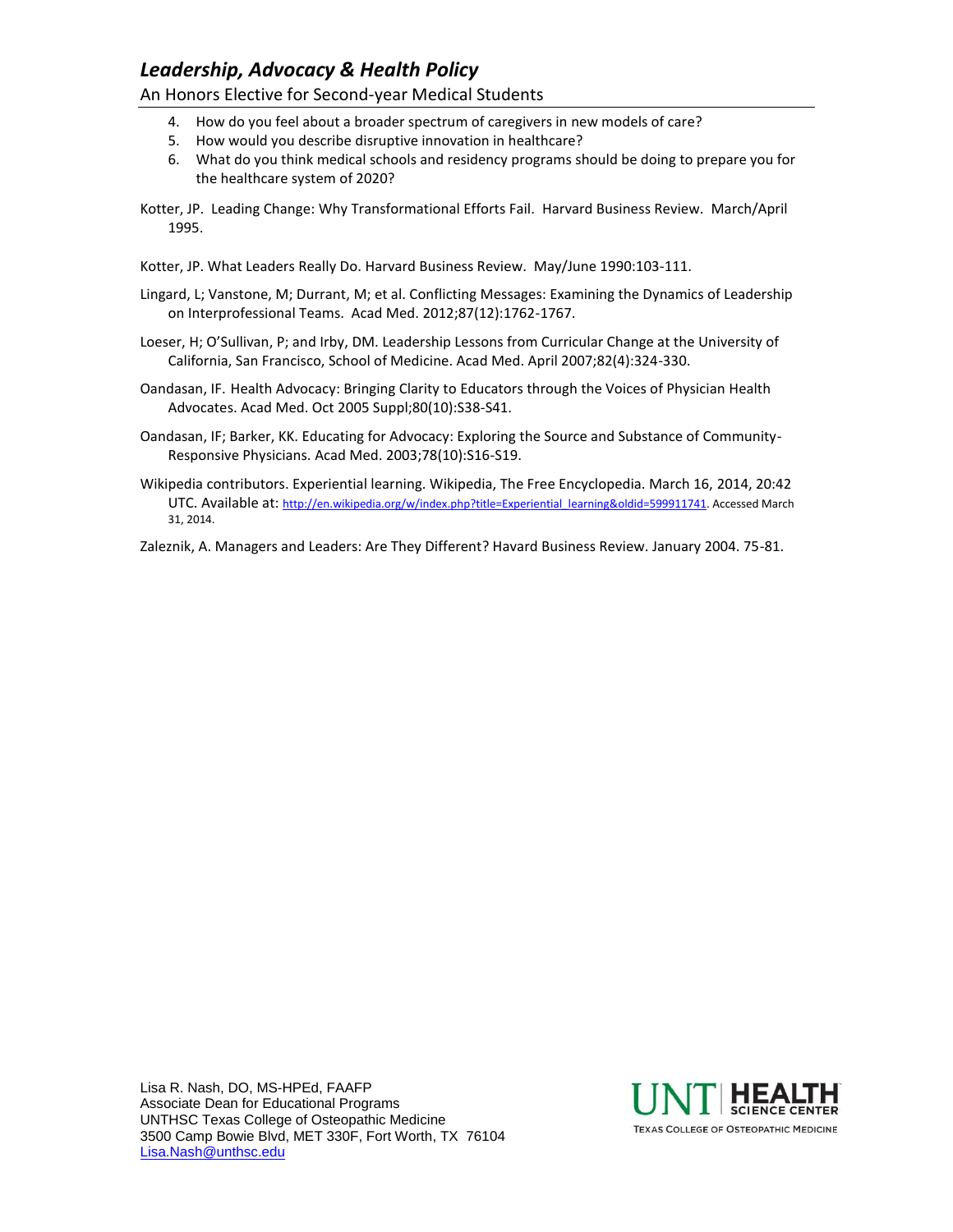4. How do you feel about a broader spectrum of caregivers in new models of care?
5. How would you describe disruptive innovation in healthcare?
6. What do you think medical schools and residency programs should be doing to prepare you for the healthcare system of 2020?

Kotter, JP. Leading Change: Why Transformational Efforts Fail. Harvard Business Review. March/April 1995.

Kotter, JP. What Leaders Really Do. Harvard Business Review. May/June 1990:103-111.

Lingard, L; Vanstone, M; Durrant, M; et al. Conflicting Messages: Examining the Dynamics of Leadership on Interprofessional Teams. Acad Med. 2012;87(12):1762-1767.

Loeser, H; O'Sullivan, P; and Irby, DM. Leadership Lessons from Curricular Change at the University of California, San Francisco, School of Medicine. Acad Med. April 2007;82(4):324-330.

Oandasan, IF. Health Advocacy: Bringing Clarity to Educators through the Voices of Physician Health Advocates. Acad Med. Oct 2005 Suppl;80(10):S38-S41.

Oandasan, IF; Barker, KK. Educating for Advocacy: Exploring the Source and Substance of Community-Responsive Physicians. Acad Med. 2003;78(10):S16-S19.

Wikipedia contributors. Experiential learning. Wikipedia, The Free Encyclopedia. March 16, 2014, 20:42 UTC. Available at: http://en.wikipedia.org/w/index.php?title=Experiential_learning&oldid=599911741. Accessed March 31, 2014.

Zaleznik, A. Managers and Leaders: Are They Different? Havard Business Review. January 2004. 75-81.

Lisa R. Nash, DO, MS-HPEd, FAAFP
Associate Dean for Educational Programs
UNTHSC Texas College of Osteopathic Medicine
3500 Camp Bowie Blvd, MET 330F, Fort Worth, TX 76104
Lisa.Nash@unthsc.edu